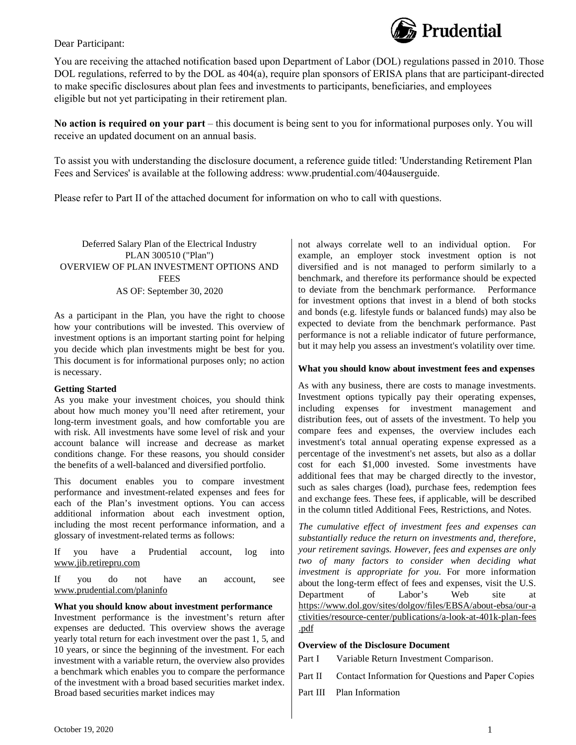Prudential

Dear Participant:

You are receiving the attached notification based upon Department of Labor (DOL) regulations passed in 2010. Those DOL regulations, referred to by the DOL as 404(a), require plan sponsors of ERISA plans that are participant-directed to make specific disclosures about plan fees and investments to participants, beneficiaries, and employees eligible but not yet participating in their retirement plan.

**No action is required on your part** – this document is being sent to you for informational purposes only. You will receive an updated document on an annual basis.

To assist you with understanding the disclosure document, a reference guide titled: 'Understanding Retirement Plan Fees and Services' is available at the following address: www.prudential.com/404auserguide.

Please refer to Part II of the attached document for information on who to call with questions.

Deferred Salary Plan of the Electrical Industry
PLAN 300510 ("Plan")
OVERVIEW OF PLAN INVESTMENT OPTIONS AND FEES
AS OF: September 30, 2020

As a participant in the Plan, you have the right to choose how your contributions will be invested. This overview of investment options is an important starting point for helping you decide which plan investments might be best for you. This document is for informational purposes only; no action is necessary.

**Getting Started**

As you make your investment choices, you should think about how much money you'll need after retirement, your long-term investment goals, and how comfortable you are with risk. All investments have some level of risk and your account balance will increase and decrease as market conditions change. For these reasons, you should consider the benefits of a well-balanced and diversified portfolio.

This document enables you to compare investment performance and investment-related expenses and fees for each of the Plan's investment options. You can access additional information about each investment option, including the most recent performance information, and a glossary of investment-related terms as follows:

If you have a Prudential account, log into www.jib.retirepru.com

If you do not have an account, see www.prudential.com/planinfo

**What you should know about investment performance**

Investment performance is the investment's return after expenses are deducted. This overview shows the average yearly total return for each investment over the past 1, 5, and 10 years, or since the beginning of the investment. For each investment with a variable return, the overview also provides a benchmark which enables you to compare the performance of the investment with a broad based securities market index. Broad based securities market indices may not always correlate well to an individual option. For example, an employer stock investment option is not diversified and is not managed to perform similarly to a benchmark, and therefore its performance should be expected to deviate from the benchmark performance. Performance for investment options that invest in a blend of both stocks and bonds (e.g. lifestyle funds or balanced funds) may also be expected to deviate from the benchmark performance. Past performance is not a reliable indicator of future performance, but it may help you assess an investment's volatility over time.

**What you should know about investment fees and expenses**

As with any business, there are costs to manage investments. Investment options typically pay their operating expenses, including expenses for investment management and distribution fees, out of assets of the investment. To help you compare fees and expenses, the overview includes each investment's total annual operating expense expressed as a percentage of the investment's net assets, but also as a dollar cost for each $1,000 invested. Some investments have additional fees that may be charged directly to the investor, such as sales charges (load), purchase fees, redemption fees and exchange fees. These fees, if applicable, will be described in the column titled Additional Fees, Restrictions, and Notes.

*The cumulative effect of investment fees and expenses can substantially reduce the return on investments and, therefore, your retirement savings. However, fees and expenses are only two of many factors to consider when deciding what investment is appropriate for you.* For more information about the long-term effect of fees and expenses, visit the U.S. Department of Labor's Web site at https://www.dol.gov/sites/dolgov/files/EBSA/about-ebsa/our-activities/resource-center/publications/a-look-at-401k-plan-fees.pdf

**Overview of the Disclosure Document**

Part I Variable Return Investment Comparison.

Part II Contact Information for Questions and Paper Copies

Part III Plan Information

October 19, 2020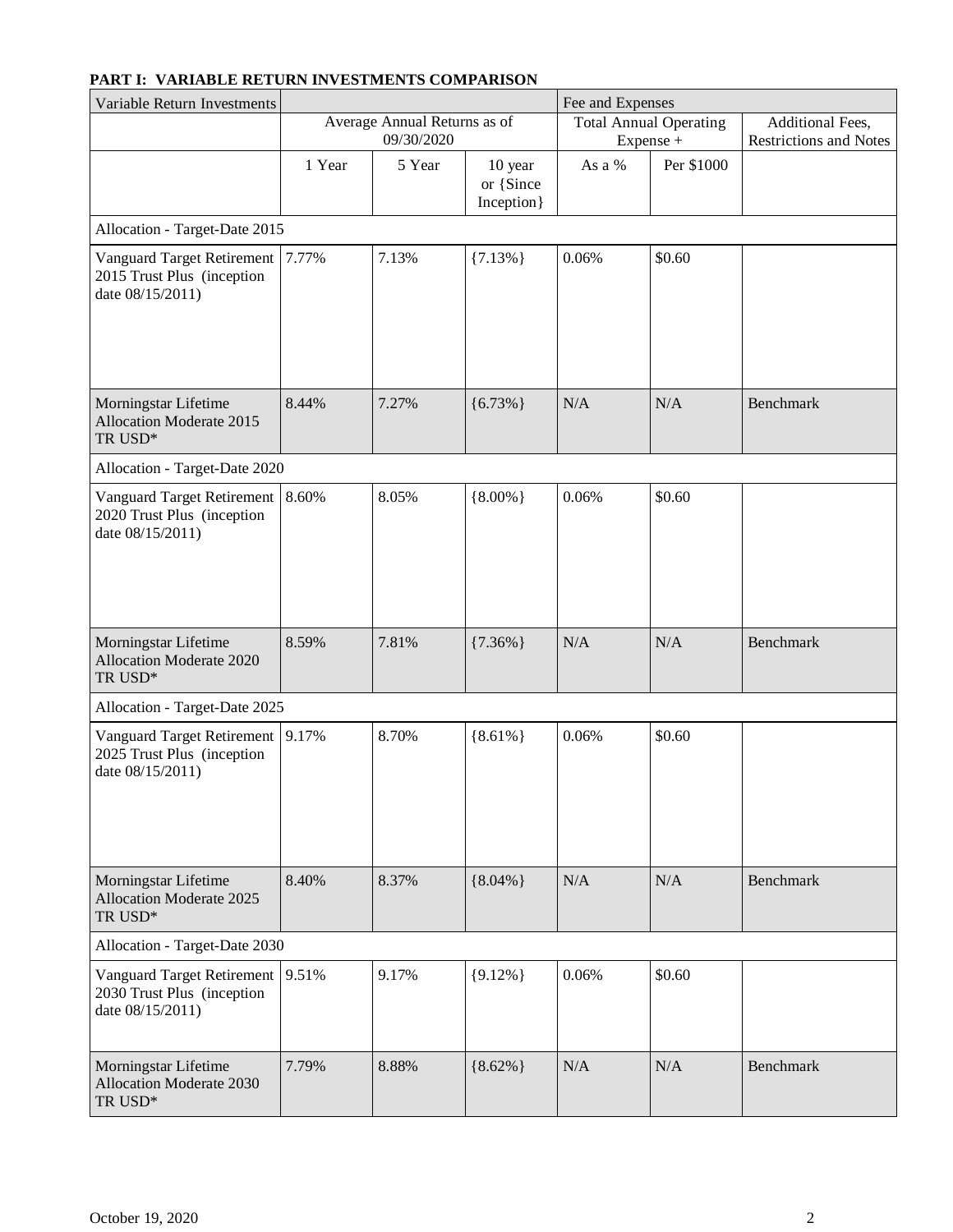**PART I: VARIABLE RETURN INVESTMENTS COMPARISON**

| Variable Return Investments | | | | Fee and Expenses | | |
|---|---|---|---|---|---|---|
| | Average Annual Returns as of 09/30/2020 | | | Total Annual Operating Expense + | | Additional Fees, Restrictions and Notes |
| | 1 Year | 5 Year | 10 year or {Since Inception} | As a % | Per $1000 | |
| Allocation - Target-Date 2015 | | | | | | |
| Vanguard Target Retirement 2015 Trust Plus (inception date 08/15/2011) | 7.77% | 7.13% | {7.13%} | 0.06% | $0.60 | |
| Morningstar Lifetime Allocation Moderate 2015 TR USD* | 8.44% | 7.27% | {6.73%} | N/A | N/A | Benchmark |
| Allocation - Target-Date 2020 | | | | | | |
| Vanguard Target Retirement 2020 Trust Plus (inception date 08/15/2011) | 8.60% | 8.05% | {8.00%} | 0.06% | $0.60 | |
| Morningstar Lifetime Allocation Moderate 2020 TR USD* | 8.59% | 7.81% | {7.36%} | N/A | N/A | Benchmark |
| Allocation - Target-Date 2025 | | | | | | |
| Vanguard Target Retirement 2025 Trust Plus (inception date 08/15/2011) | 9.17% | 8.70% | {8.61%} | 0.06% | $0.60 | |
| Morningstar Lifetime Allocation Moderate 2025 TR USD* | 8.40% | 8.37% | {8.04%} | N/A | N/A | Benchmark |
| Allocation - Target-Date 2030 | | | | | | |
| Vanguard Target Retirement 2030 Trust Plus (inception date 08/15/2011) | 9.51% | 9.17% | {9.12%} | 0.06% | $0.60 | |
| Morningstar Lifetime Allocation Moderate 2030 TR USD* | 7.79% | 8.88% | {8.62%} | N/A | N/A | Benchmark |

October 19, 2020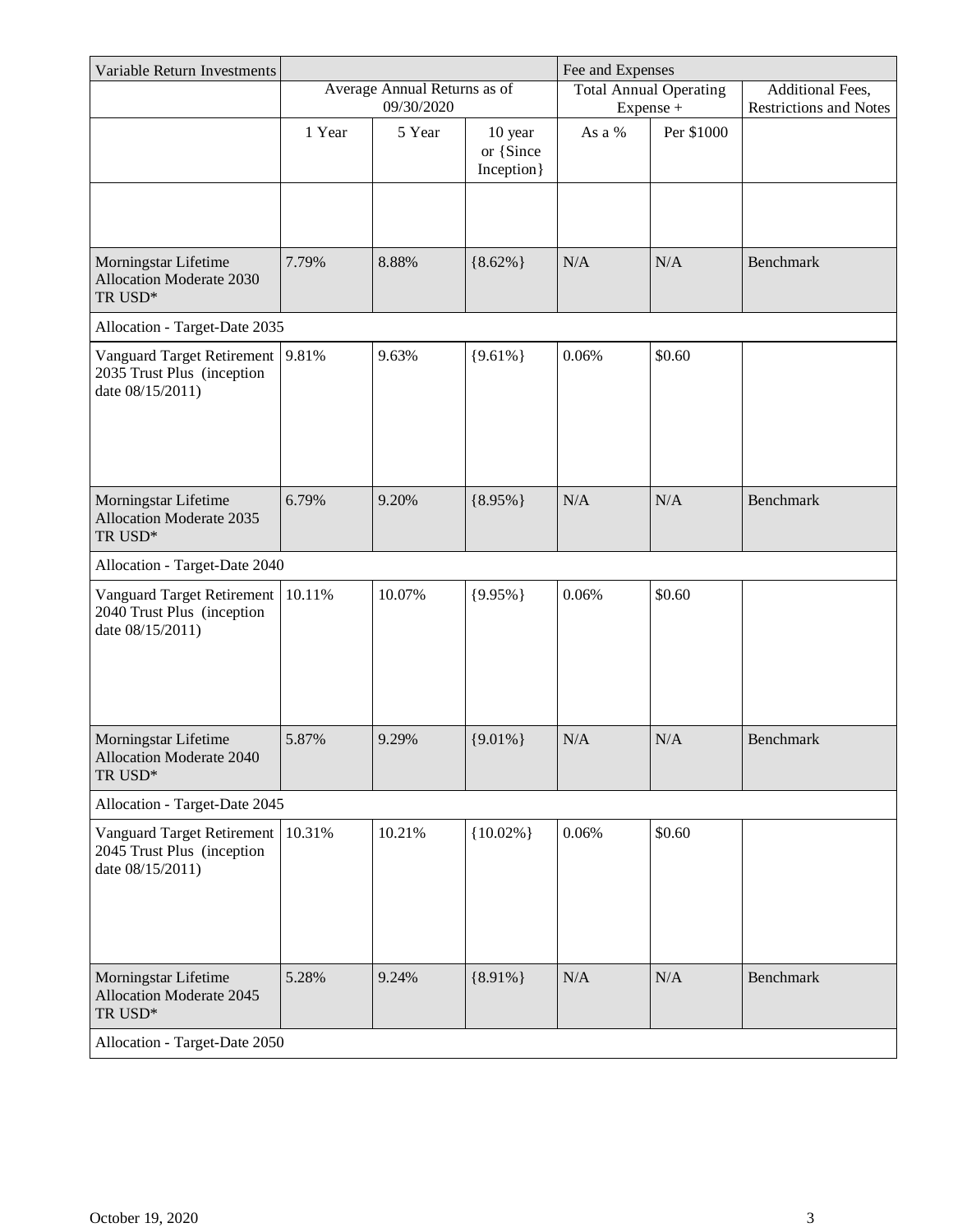| Variable Return Investments | | | | Fee and Expenses | | |
|---|---|---|---|---|---|---|
| | Average Annual Returns as of 09/30/2020 | | | Total Annual Operating Expense + | | Additional Fees, Restrictions and Notes |
| | 1 Year | 5 Year | 10 year or {Since Inception} | As a % | Per $1000 | |
| | | | | | | |
| Morningstar Lifetime Allocation Moderate 2030 TR USD* | 7.79% | 8.88% | {8.62%} | N/A | N/A | Benchmark |
| Allocation - Target-Date 2035 | | | | | | |
| Vanguard Target Retirement 2035 Trust Plus (inception date 08/15/2011) | 9.81% | 9.63% | {9.61%} | 0.06% | $0.60 | |
| Morningstar Lifetime Allocation Moderate 2035 TR USD* | 6.79% | 9.20% | {8.95%} | N/A | N/A | Benchmark |
| Allocation - Target-Date 2040 | | | | | | |
| Vanguard Target Retirement 2040 Trust Plus (inception date 08/15/2011) | 10.11% | 10.07% | {9.95%} | 0.06% | $0.60 | |
| Morningstar Lifetime Allocation Moderate 2040 TR USD* | 5.87% | 9.29% | {9.01%} | N/A | N/A | Benchmark |
| Allocation - Target-Date 2045 | | | | | | |
| Vanguard Target Retirement 2045 Trust Plus (inception date 08/15/2011) | 10.31% | 10.21% | {10.02%} | 0.06% | $0.60 | |
| Morningstar Lifetime Allocation Moderate 2045 TR USD* | 5.28% | 9.24% | {8.91%} | N/A | N/A | Benchmark |
| Allocation - Target-Date 2050 | | | | | | |

October 19, 2020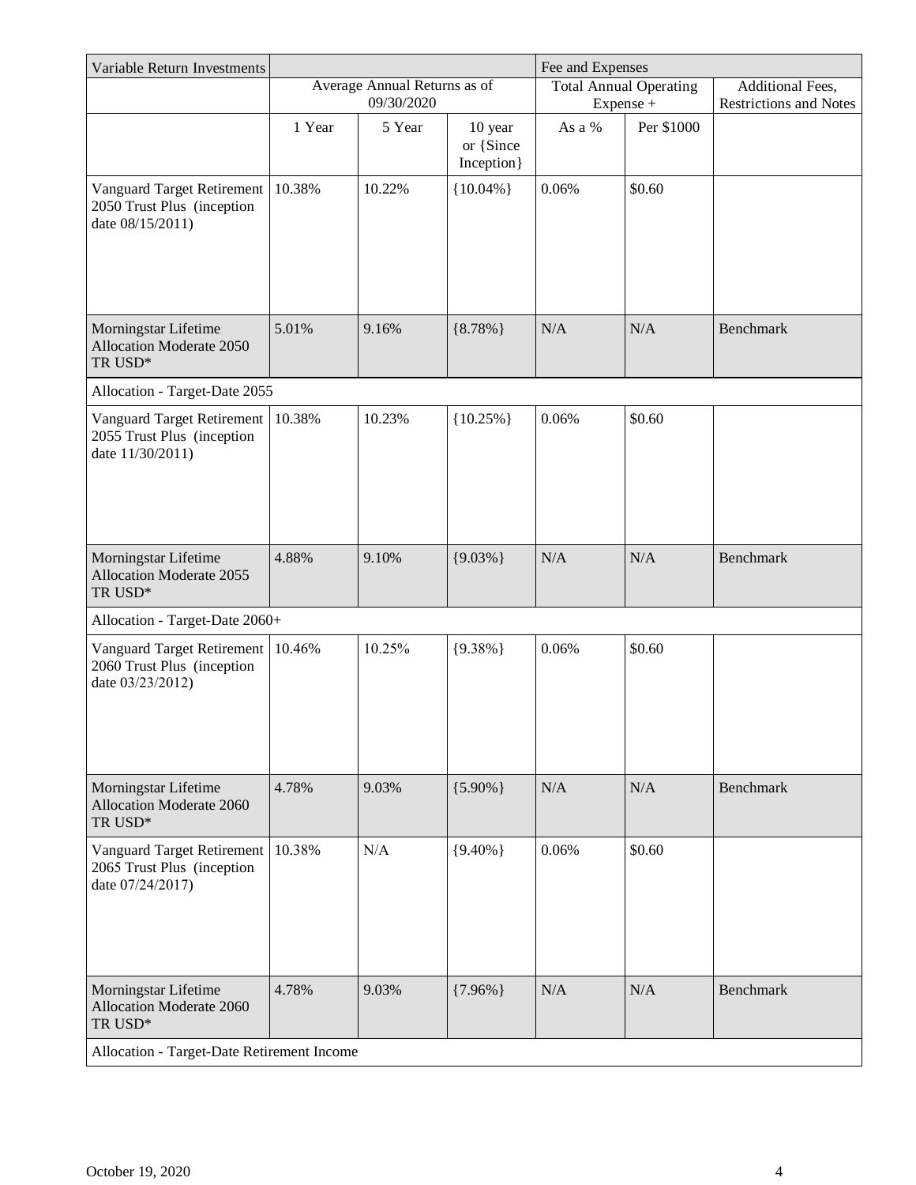| Variable Return Investments | | | | Fee and Expenses | | |
|---|---|---|---|---|---|---|
| | Average Annual Returns as of 09/30/2020 | | | Total Annual Operating Expense + | | Additional Fees, Restrictions and Notes |
| | 1 Year | 5 Year | 10 year or {Since Inception} | As a % | Per $1000 | |
| Vanguard Target Retirement 2050 Trust Plus (inception date 08/15/2011) | 10.38% | 10.22% | {10.04%} | 0.06% | $0.60 | |
| Morningstar Lifetime Allocation Moderate 2050 TR USD* | 5.01% | 9.16% | {8.78%} | N/A | N/A | Benchmark |
| Allocation - Target-Date 2055 | | | | | | |
| Vanguard Target Retirement 2055 Trust Plus (inception date 11/30/2011) | 10.38% | 10.23% | {10.25%} | 0.06% | $0.60 | |
| Morningstar Lifetime Allocation Moderate 2055 TR USD* | 4.88% | 9.10% | {9.03%} | N/A | N/A | Benchmark |
| Allocation - Target-Date 2060+ | | | | | | |
| Vanguard Target Retirement 2060 Trust Plus (inception date 03/23/2012) | 10.46% | 10.25% | {9.38%} | 0.06% | $0.60 | |
| Morningstar Lifetime Allocation Moderate 2060 TR USD* | 4.78% | 9.03% | {5.90%} | N/A | N/A | Benchmark |
| Vanguard Target Retirement 2065 Trust Plus (inception date 07/24/2017) | 10.38% | N/A | {9.40%} | 0.06% | $0.60 | |
| Morningstar Lifetime Allocation Moderate 2060 TR USD* | 4.78% | 9.03% | {7.96%} | N/A | N/A | Benchmark |
| Allocation - Target-Date Retirement Income | | | | | | |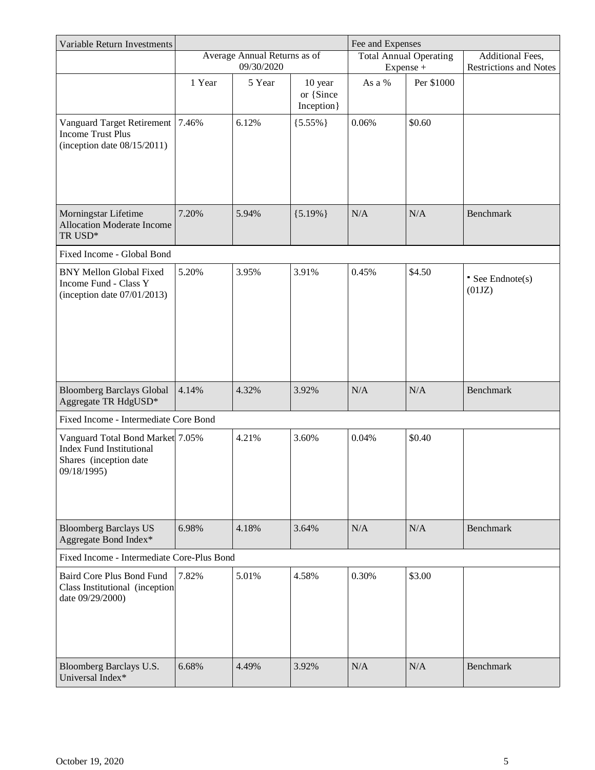| Variable Return Investments | | | | Fee and Expenses | | |
|---|---|---|---|---|---|---|
| | Average Annual Returns as of 09/30/2020 | | | Total Annual Operating Expense + | | Additional Fees, Restrictions and Notes |
| | 1 Year | 5 Year | 10 year or {Since Inception} | As a % | Per $1000 | |
| Vanguard Target Retirement Income Trust Plus (inception date 08/15/2011) | 7.46% | 6.12% | {5.55%} | 0.06% | $0.60 | |
| Morningstar Lifetime Allocation Moderate Income TR USD* | 7.20% | 5.94% | {5.19%} | N/A | N/A | Benchmark |
| Fixed Income - Global Bond | | | | | | |
| BNY Mellon Global Fixed Income Fund - Class Y (inception date 07/01/2013) | 5.20% | 3.95% | 3.91% | 0.45% | $4.50 | ▪ See Endnote(s) (01JZ) |
| Bloomberg Barclays Global Aggregate TR HdgUSD* | 4.14% | 4.32% | 3.92% | N/A | N/A | Benchmark |
| Fixed Income - Intermediate Core Bond | | | | | | |
| Vanguard Total Bond Market Index Fund Institutional Shares (inception date 09/18/1995) | 7.05% | 4.21% | 3.60% | 0.04% | $0.40 | |
| Bloomberg Barclays US Aggregate Bond Index* | 6.98% | 4.18% | 3.64% | N/A | N/A | Benchmark |
| Fixed Income - Intermediate Core-Plus Bond | | | | | | |
| Baird Core Plus Bond Fund Class Institutional (inception date 09/29/2000) | 7.82% | 5.01% | 4.58% | 0.30% | $3.00 | |
| Bloomberg Barclays U.S. Universal Index* | 6.68% | 4.49% | 3.92% | N/A | N/A | Benchmark |

October 19, 2020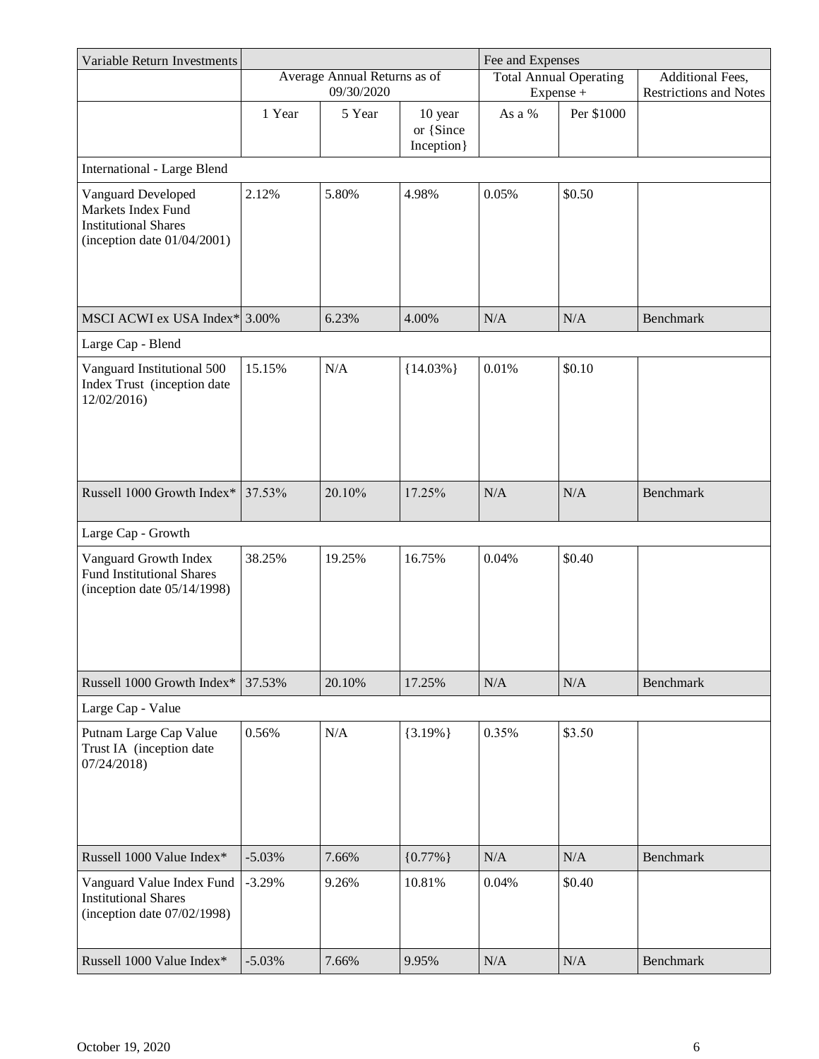| Variable Return Investments | | | | Fee and Expenses | | |
|---|---|---|---|---|---|---|
| | Average Annual Returns as of 09/30/2020 | | | Total Annual Operating Expense + | | Additional Fees, Restrictions and Notes |
| | 1 Year | 5 Year | 10 year or {Since Inception} | As a % | Per $1000 | |
| International - Large Blend | | | | | | |
| Vanguard Developed Markets Index Fund Institutional Shares (inception date 01/04/2001) | 2.12% | 5.80% | 4.98% | 0.05% | $0.50 | |
| MSCI ACWI ex USA Index* | 3.00% | 6.23% | 4.00% | N/A | N/A | Benchmark |
| Large Cap - Blend | | | | | | |
| Vanguard Institutional 500 Index Trust (inception date 12/02/2016) | 15.15% | N/A | {14.03%} | 0.01% | $0.10 | |
| Russell 1000 Growth Index* | 37.53% | 20.10% | 17.25% | N/A | N/A | Benchmark |
| Large Cap - Growth | | | | | | |
| Vanguard Growth Index Fund Institutional Shares (inception date 05/14/1998) | 38.25% | 19.25% | 16.75% | 0.04% | $0.40 | |
| Russell 1000 Growth Index* | 37.53% | 20.10% | 17.25% | N/A | N/A | Benchmark |
| Large Cap - Value | | | | | | |
| Putnam Large Cap Value Trust IA (inception date 07/24/2018) | 0.56% | N/A | {3.19%} | 0.35% | $3.50 | |
| Russell 1000 Value Index* | -5.03% | 7.66% | {0.77%} | N/A | N/A | Benchmark |
| Vanguard Value Index Fund Institutional Shares (inception date 07/02/1998) | -3.29% | 9.26% | 10.81% | 0.04% | $0.40 | |
| Russell 1000 Value Index* | -5.03% | 7.66% | 9.95% | N/A | N/A | Benchmark |

October 19, 2020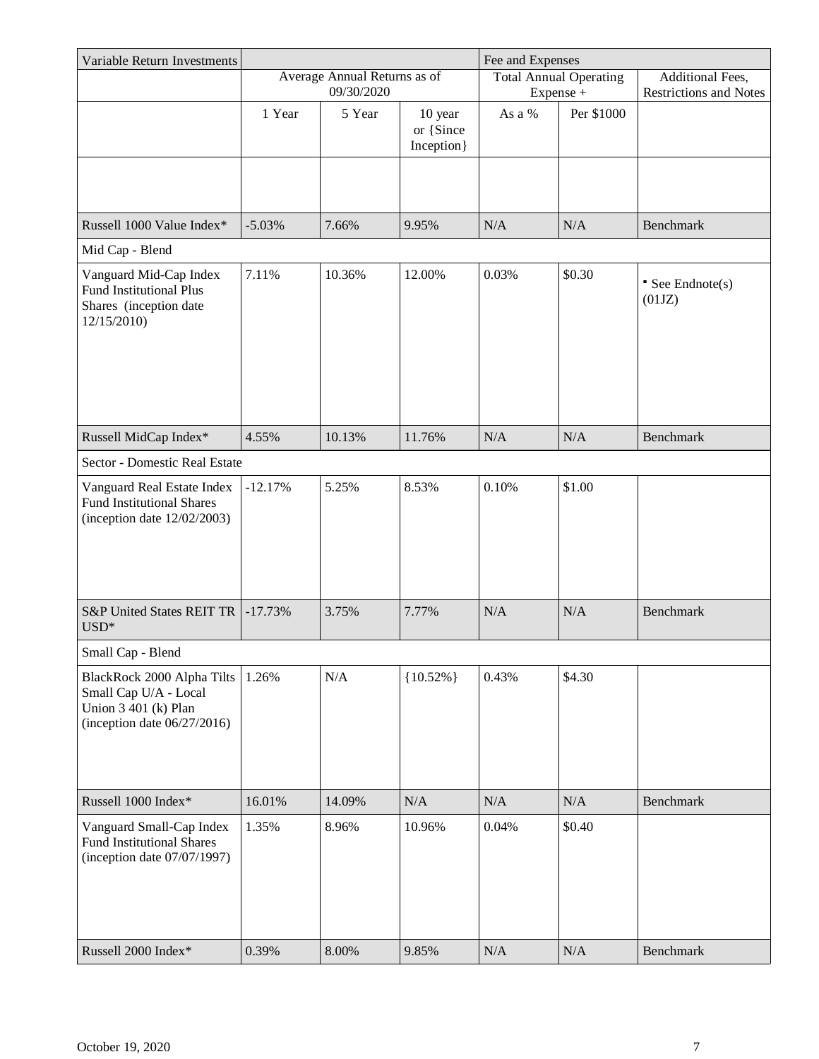| Variable Return Investments | | | | Fee and Expenses | | |
|---|---|---|---|---|---|---|
| | Average Annual Returns as of 09/30/2020 | | | Total Annual Operating Expense + | | Additional Fees, Restrictions and Notes |
| | 1 Year | 5 Year | 10 year or {Since Inception} | As a % | Per $1000 | |
| | | | | | | |
| Russell 1000 Value Index* | -5.03% | 7.66% | 9.95% | N/A | N/A | Benchmark |
| Mid Cap - Blend | | | | | | |
| Vanguard Mid-Cap Index Fund Institutional Plus Shares (inception date 12/15/2010) | 7.11% | 10.36% | 12.00% | 0.03% | $0.30 | ▪ See Endnote(s) (01JZ) |
| Russell MidCap Index* | 4.55% | 10.13% | 11.76% | N/A | N/A | Benchmark |
| Sector - Domestic Real Estate | | | | | | |
| Vanguard Real Estate Index Fund Institutional Shares (inception date 12/02/2003) | -12.17% | 5.25% | 8.53% | 0.10% | $1.00 | |
| S&P United States REIT TR USD* | -17.73% | 3.75% | 7.77% | N/A | N/A | Benchmark |
| Small Cap - Blend | | | | | | |
| BlackRock 2000 Alpha Tilts Small Cap U/A - Local Union 3 401 (k) Plan (inception date 06/27/2016) | 1.26% | N/A | {10.52%} | 0.43% | $4.30 | |
| Russell 1000 Index* | 16.01% | 14.09% | N/A | N/A | N/A | Benchmark |
| Vanguard Small-Cap Index Fund Institutional Shares (inception date 07/07/1997) | 1.35% | 8.96% | 10.96% | 0.04% | $0.40 | |
| Russell 2000 Index* | 0.39% | 8.00% | 9.85% | N/A | N/A | Benchmark |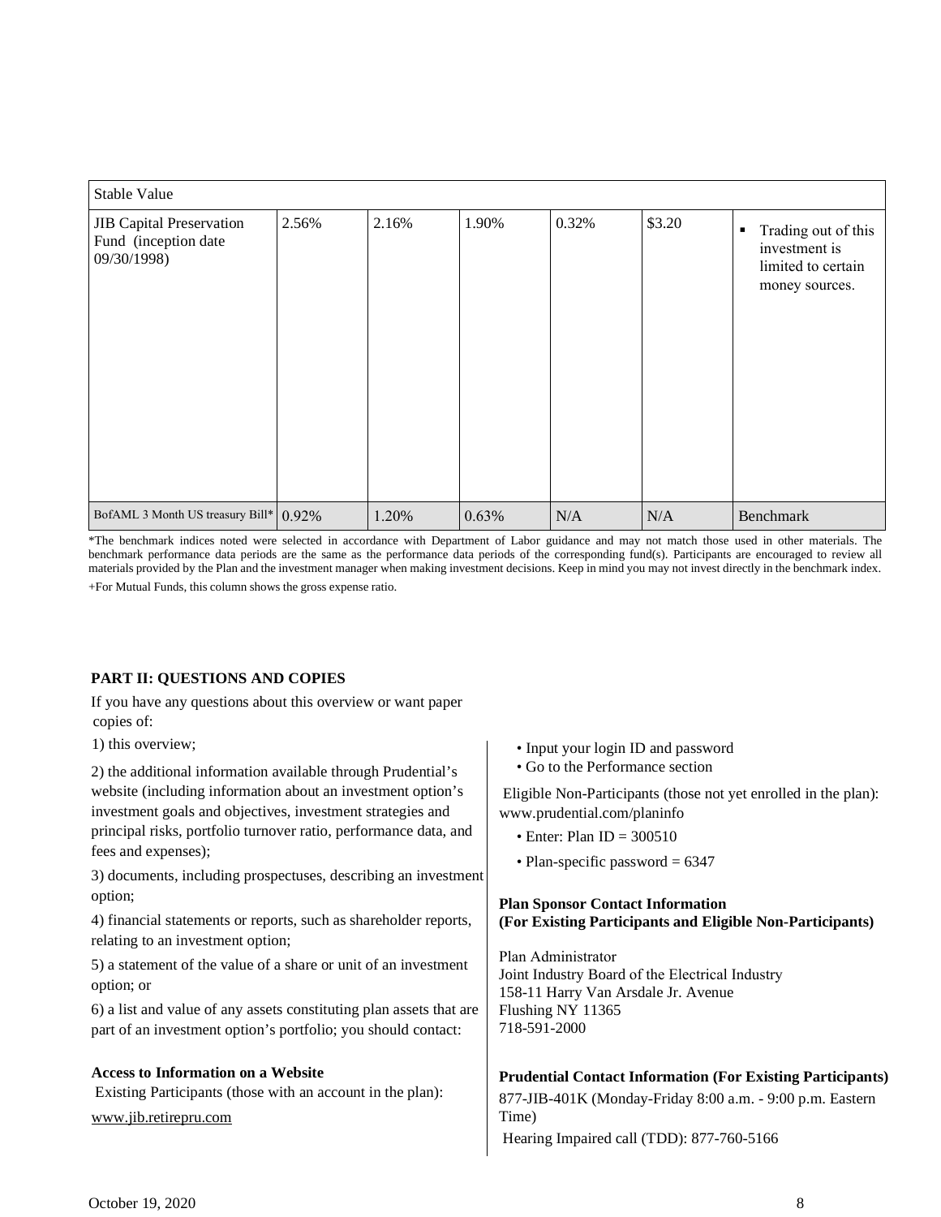| Stable Value | | | | | | |
|---|---|---|---|---|---|---|
| JIB Capital Preservation Fund (inception date 09/30/1998) | 2.56% | 2.16% | 1.90% | 0.32% | $3.20 | ▪ Trading out of this investment is limited to certain money sources. |
| BofAML 3 Month US treasury Bill* | 0.92% | 1.20% | 0.63% | N/A | N/A | Benchmark |

*The benchmark indices noted were selected in accordance with Department of Labor guidance and may not match those used in other materials. The benchmark performance data periods are the same as the performance data periods of the corresponding fund(s). Participants are encouraged to review all materials provided by the Plan and the investment manager when making investment decisions. Keep in mind you may not invest directly in the benchmark index.

+For Mutual Funds, this column shows the gross expense ratio.

**PART II: QUESTIONS AND COPIES**

If you have any questions about this overview or want paper copies of:

1) this overview;

2) the additional information available through Prudential's website (including information about an investment option's investment goals and objectives, investment strategies and principal risks, portfolio turnover ratio, performance data, and fees and expenses);

3) documents, including prospectuses, describing an investment option;

4) financial statements or reports, such as shareholder reports, relating to an investment option;

5) a statement of the value of a share or unit of an investment option; or

6) a list and value of any assets constituting plan assets that are part of an investment option's portfolio; you should contact:

**Access to Information on a Website**

Existing Participants (those with an account in the plan):

www.jib.retirepru.com

- Input your login ID and password
- Go to the Performance section

Eligible Non-Participants (those not yet enrolled in the plan): www.prudential.com/planinfo

- Enter: Plan ID = 300510
- Plan-specific password = 6347

**Plan Sponsor Contact Information**
**(For Existing Participants and Eligible Non-Participants)**

Plan Administrator
Joint Industry Board of the Electrical Industry
158-11 Harry Van Arsdale Jr. Avenue
Flushing NY 11365
718-591-2000

**Prudential Contact Information (For Existing Participants)**

877-JIB-401K (Monday-Friday 8:00 a.m. - 9:00 p.m. Eastern Time)

Hearing Impaired call (TDD): 877-760-5166

October 19, 2020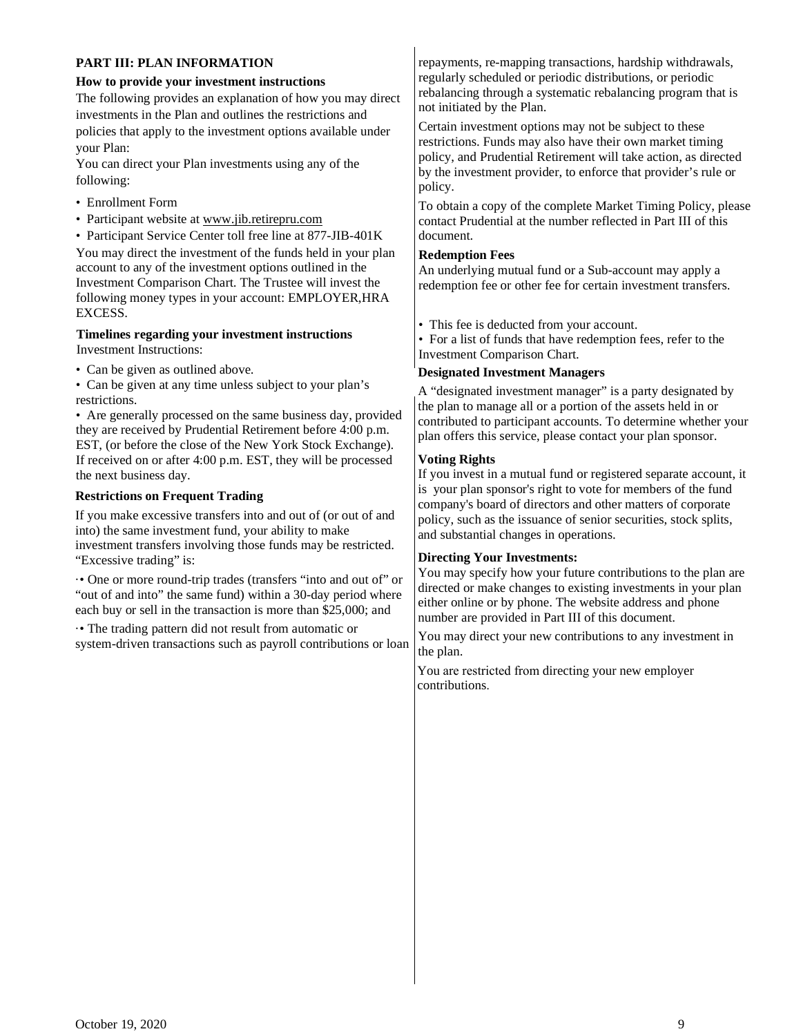## PART III: PLAN INFORMATION

### How to provide your investment instructions

The following provides an explanation of how you may direct investments in the Plan and outlines the restrictions and policies that apply to the investment options available under your Plan:

You can direct your Plan investments using any of the following:

- Enrollment Form
- Participant website at www.jib.retirepru.com
- Participant Service Center toll free line at 877-JIB-401K

You may direct the investment of the funds held in your plan account to any of the investment options outlined in the Investment Comparison Chart. The Trustee will invest the following money types in your account: EMPLOYER,HRA EXCESS.

### Timelines regarding your investment instructions

Investment Instructions:

- Can be given as outlined above.
- Can be given at any time unless subject to your plan's restrictions.
- Are generally processed on the same business day, provided they are received by Prudential Retirement before 4:00 p.m. EST, (or before the close of the New York Stock Exchange). If received on or after 4:00 p.m. EST, they will be processed the next business day.

### Restrictions on Frequent Trading

If you make excessive transfers into and out of (or out of and into) the same investment fund, your ability to make investment transfers involving those funds may be restricted. "Excessive trading" is:

- One or more round-trip trades (transfers "into and out of" or "out of and into" the same fund) within a 30-day period where each buy or sell in the transaction is more than $25,000; and
- The trading pattern did not result from automatic or system-driven transactions such as payroll contributions or loan repayments, re-mapping transactions, hardship withdrawals, regularly scheduled or periodic distributions, or periodic rebalancing through a systematic rebalancing program that is not initiated by the Plan.

Certain investment options may not be subject to these restrictions. Funds may also have their own market timing policy, and Prudential Retirement will take action, as directed by the investment provider, to enforce that provider's rule or policy.

To obtain a copy of the complete Market Timing Policy, please contact Prudential at the number reflected in Part III of this document.

### Redemption Fees

An underlying mutual fund or a Sub-account may apply a redemption fee or other fee for certain investment transfers.

- This fee is deducted from your account.
- For a list of funds that have redemption fees, refer to the Investment Comparison Chart.

### Designated Investment Managers

A "designated investment manager" is a party designated by the plan to manage all or a portion of the assets held in or contributed to participant accounts. To determine whether your plan offers this service, please contact your plan sponsor.

### Voting Rights

If you invest in a mutual fund or registered separate account, it is your plan sponsor's right to vote for members of the fund company's board of directors and other matters of corporate policy, such as the issuance of senior securities, stock splits, and substantial changes in operations.

### Directing Your Investments:

You may specify how your future contributions to the plan are directed or make changes to existing investments in your plan either online or by phone. The website address and phone number are provided in Part III of this document.

You may direct your new contributions to any investment in the plan.

You are restricted from directing your new employer contributions.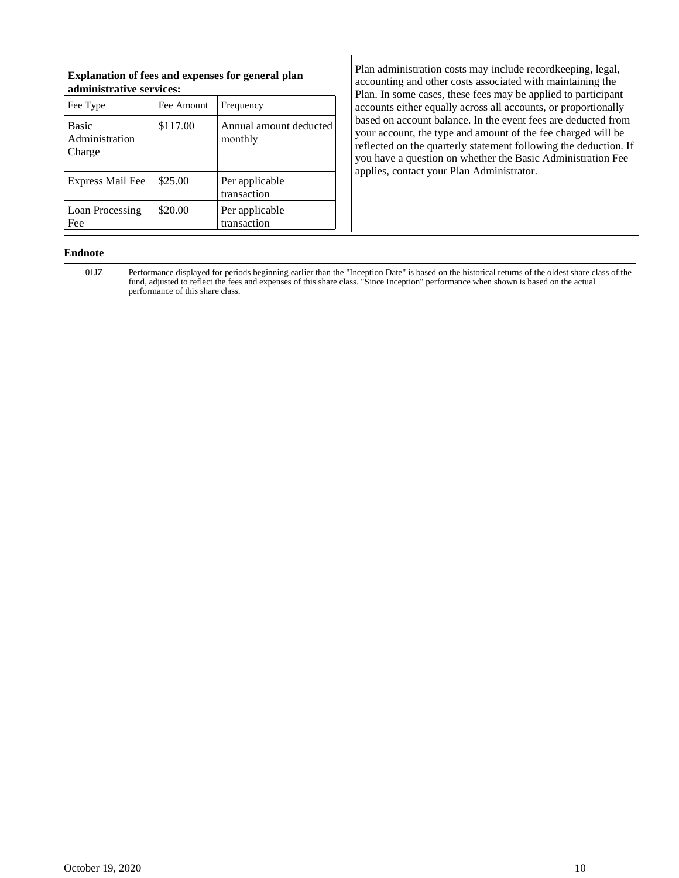**Explanation of fees and expenses for general plan administrative services:**

| Fee Type | Fee Amount | Frequency |
| --- | --- | --- |
| Basic Administration Charge | $117.00 | Annual amount deducted monthly |
| Express Mail Fee | $25.00 | Per applicable transaction |
| Loan Processing Fee | $20.00 | Per applicable transaction |

Plan administration costs may include recordkeeping, legal, accounting and other costs associated with maintaining the Plan. In some cases, these fees may be applied to participant accounts either equally across all accounts, or proportionally based on account balance. In the event fees are deducted from your account, the type and amount of the fee charged will be reflected on the quarterly statement following the deduction. If you have a question on whether the Basic Administration Fee applies, contact your Plan Administrator.

**Endnote**

| | |
| --- | --- |
| 01JZ | Performance displayed for periods beginning earlier than the "Inception Date" is based on the historical returns of the oldest share class of the fund, adjusted to reflect the fees and expenses of this share class. "Since Inception" performance when shown is based on the actual performance of this share class. |

October 19, 2020